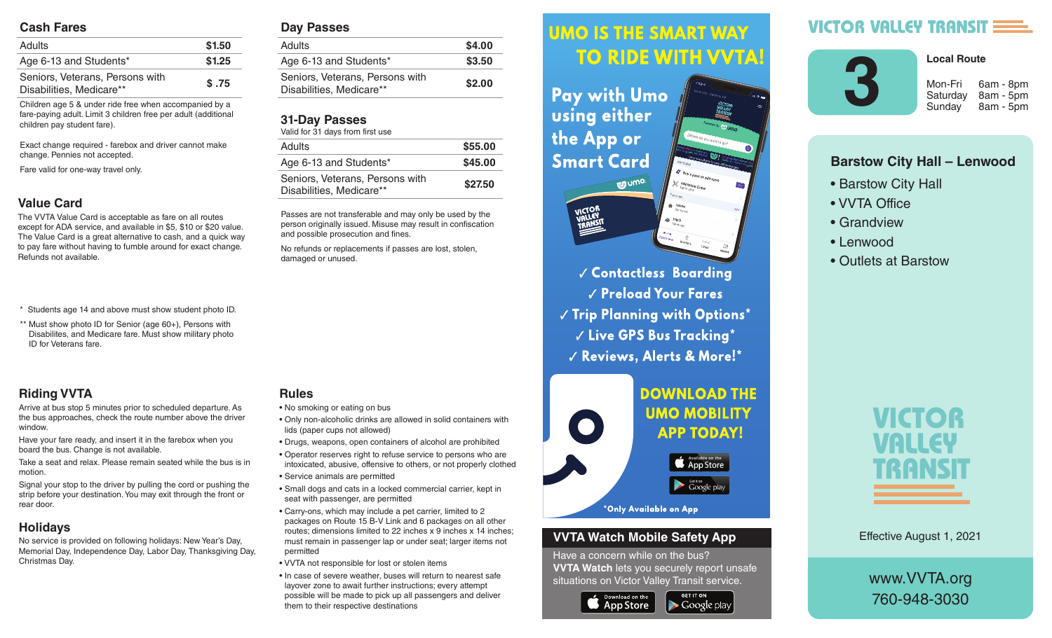## Cash Fares

| | |
|---|---|
| Adults | $1.50 |
| Age 6-13 and Students* | $1.25 |
| Seniors, Veterans, Persons with Disabilities, Medicare** | $ .75 |

Children age 5 & under ride free when accompanied by a fare-paying adult. Limit 3 children free per adult (additional children pay student fare).

Exact change required - farebox and driver cannot make change. Pennies not accepted.

Fare valid for one-way travel only.

## Value Card

The VVTA Value Card is acceptable as fare on all routes except for ADA service, and available in $5, $10 or $20 value. The Value Card is a great alternative to cash, and a quick way to pay fare without having to fumble around for exact change. Refunds not available.

\* Students age 14 and above must show student photo ID.

\*\* Must show photo ID for Senior (age 60+), Persons with Disabilites, and Medicare fare. Must show military photo ID for Veterans fare.

## Day Passes

| | |
|---|---|
| Adults | $4.00 |
| Age 6-13 and Students* | $3.50 |
| Seniors, Veterans, Persons with Disabilities, Medicare** | $2.00 |

## 31-Day Passes

Valid for 31 days from first use

| | |
|---|---|
| Adults | $55.00 |
| Age 6-13 and Students* | $45.00 |
| Seniors, Veterans, Persons with Disabilities, Medicare** | $27.50 |

Passes are not transferable and may only be used by the person originally issued. Misuse may result in confiscation and possible prosecution and fines.

No refunds or replacements if passes are lost, stolen, damaged or unused.

## Riding VVTA

Arrive at bus stop 5 minutes prior to scheduled departure. As the bus approaches, check the route number above the driver window.

Have your fare ready, and insert it in the farebox when you board the bus. Change is not available.

Take a seat and relax. Please remain seated while the bus is in motion.

Signal your stop to the driver by pulling the cord or pushing the strip before your destination. You may exit through the front or rear door.

## Holidays

No service is provided on following holidays: New Year's Day, Memorial Day, Independence Day, Labor Day, Thanksgiving Day, Christmas Day.

## Rules

- No smoking or eating on bus
- Only non-alcoholic drinks are allowed in solid containers with lids (paper cups not allowed)
- Drugs, weapons, open containers of alcohol are prohibited
- Operator reserves right to refuse service to persons who are intoxicated, abusive, offensive to others, or not properly clothed
- Service animals are permitted
- Small dogs and cats in a locked commercial carrier, kept in seat with passenger, are permitted
- Carry-ons, which may include a pet carrier, limited to 2 packages on Route 15 B-V Link and 6 packages on all other routes; dimensions limited to 22 inches x 9 inches x 14 inches; must remain in passenger lap or under seat; larger items not permitted
- VVTA not responsible for lost or stolen items
- In case of severe weather, buses will return to nearest safe layover zone to await further instructions; every attempt possible will be made to pick up all passengers and deliver them to their respective destinations

## UMO IS THE SMART WAY TO RIDE WITH VVTA!

**Pay with Umo using either the App or Smart Card**

- ✓ Contactless Boarding
- ✓ Preload Your Fares
- ✓ Trip Planning with Options*
- ✓ Live GPS Bus Tracking*
- ✓ Reviews, Alerts & More!*

**DOWNLOAD THE UMO MOBILITY APP TODAY!**

Available on the App Store | Get it on Google play

*Only Available on App

## VVTA Watch Mobile Safety App

Have a concern while on the bus? **VVTA Watch** lets you securely report unsafe situations on Victor Valley Transit service.

Download on the App Store | GET IT ON Google play

# VICTOR VALLEY TRANSIT

## 3

**Local Route**

| | |
|---|---|
| Mon-Fri | 6am - 8pm |
| Saturday | 8am - 5pm |
| Sunday | 8am - 5pm |

### Barstow City Hall – Lenwood

- Barstow City Hall
- VVTA Office
- Grandview
- Lenwood
- Outlets at Barstow

VICTOR VALLEY TRANSIT

Effective August 1, 2021

www.VVTA.org
760-948-3030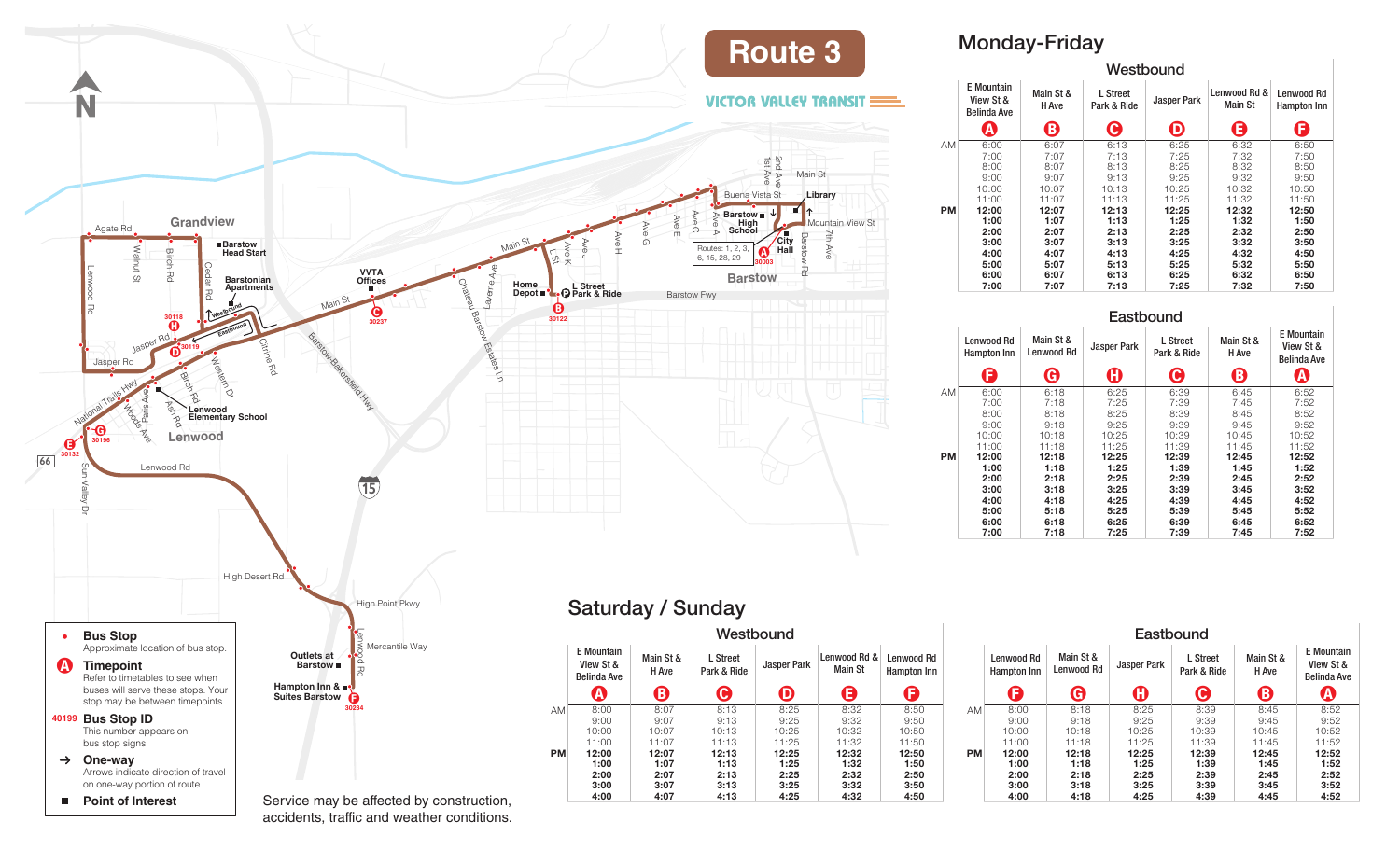# Route 3

VICTOR VALLEY TRANSIT

Grandview

Lenwood

Barstow

- Barstow Head Start
- Barstonian Apartments
- VVTA Offices
- Lenwood Elementary School
- Home Depot
- L Street Park & Ride
- Barstow High School
- Library
- City Hall
- Outlets at Barstow
- Hampton Inn & Suites Barstow

Routes: 1, 2, 3, 6, 15, 28, 29

Timepoints / Bus Stop IDs: A 30003, B 30122, C 30237, D 30119, E 30132, F 30234, G 30196, H 30118

**Bus Stop** — Approximate location of bus stop.

**Timepoint** — Refer to timetables to see when buses will serve these stops. Your stop may be between timepoints.

**40199 Bus Stop ID** — This number appears on bus stop signs.

**One-way** — Arrows indicate direction of travel on one-way portion of route.

**Point of Interest**

Service may be affected by construction, accidents, traffic and weather conditions.

## Monday-Friday

### Westbound

| | E Mountain View St & Belinda Ave (A) | Main St & H Ave (B) | L Street Park & Ride (C) | Jasper Park (D) | Lenwood Rd & Main St (E) | Lenwood Rd Hampton Inn (F) |
|---|---|---|---|---|---|---|
| AM | 6:00 | 6:07 | 6:13 | 6:25 | 6:32 | 6:50 |
| | 7:00 | 7:07 | 7:13 | 7:25 | 7:32 | 7:50 |
| | 8:00 | 8:07 | 8:13 | 8:25 | 8:32 | 8:50 |
| | 9:00 | 9:07 | 9:13 | 9:25 | 9:32 | 9:50 |
| | 10:00 | 10:07 | 10:13 | 10:25 | 10:32 | 10:50 |
| | 11:00 | 11:07 | 11:13 | 11:25 | 11:32 | 11:50 |
| PM | **12:00** | **12:07** | **12:13** | **12:25** | **12:32** | **12:50** |
| | **1:00** | **1:07** | **1:13** | **1:25** | **1:32** | **1:50** |
| | **2:00** | **2:07** | **2:13** | **2:25** | **2:32** | **2:50** |
| | **3:00** | **3:07** | **3:13** | **3:25** | **3:32** | **3:50** |
| | **4:00** | **4:07** | **4:13** | **4:25** | **4:32** | **4:50** |
| | **5:00** | **5:07** | **5:13** | **5:25** | **5:32** | **5:50** |
| | **6:00** | **6:07** | **6:13** | **6:25** | **6:32** | **6:50** |
| | **7:00** | **7:07** | **7:13** | **7:25** | **7:32** | **7:50** |

### Eastbound

| | Lenwood Rd Hampton Inn (F) | Main St & Lenwood Rd (G) | Jasper Park (H) | L Street Park & Ride (C) | Main St & H Ave (B) | E Mountain View St & Belinda Ave (A) |
|---|---|---|---|---|---|---|
| AM | 6:00 | 6:18 | 6:25 | 6:39 | 6:45 | 6:52 |
| | 7:00 | 7:18 | 7:25 | 7:39 | 7:45 | 7:52 |
| | 8:00 | 8:18 | 8:25 | 8:39 | 8:45 | 8:52 |
| | 9:00 | 9:18 | 9:25 | 9:39 | 9:45 | 9:52 |
| | 10:00 | 10:18 | 10:25 | 10:39 | 10:45 | 10:52 |
| | 11:00 | 11:18 | 11:25 | 11:39 | 11:45 | 11:52 |
| PM | **12:00** | **12:18** | **12:25** | **12:39** | **12:45** | **12:52** |
| | **1:00** | **1:18** | **1:25** | **1:39** | **1:45** | **1:52** |
| | **2:00** | **2:18** | **2:25** | **2:39** | **2:45** | **2:52** |
| | **3:00** | **3:18** | **3:25** | **3:39** | **3:45** | **3:52** |
| | **4:00** | **4:18** | **4:25** | **4:39** | **4:45** | **4:52** |
| | **5:00** | **5:18** | **5:25** | **5:39** | **5:45** | **5:52** |
| | **6:00** | **6:18** | **6:25** | **6:39** | **6:45** | **6:52** |
| | **7:00** | **7:18** | **7:25** | **7:39** | **7:45** | **7:52** |

## Saturday / Sunday

### Westbound

| | E Mountain View St & Belinda Ave (A) | Main St & H Ave (B) | L Street Park & Ride (C) | Jasper Park (D) | Lenwood Rd & Main St (E) | Lenwood Rd Hampton Inn (F) |
|---|---|---|---|---|---|---|
| AM | 8:00 | 8:07 | 8:13 | 8:25 | 8:32 | 8:50 |
| | 9:00 | 9:07 | 9:13 | 9:25 | 9:32 | 9:50 |
| | 10:00 | 10:07 | 10:13 | 10:25 | 10:32 | 10:50 |
| | 11:00 | 11:07 | 11:13 | 11:25 | 11:32 | 11:50 |
| PM | **12:00** | **12:07** | **12:13** | **12:25** | **12:32** | **12:50** |
| | **1:00** | **1:07** | **1:13** | **1:25** | **1:32** | **1:50** |
| | **2:00** | **2:07** | **2:13** | **2:25** | **2:32** | **2:50** |
| | **3:00** | **3:07** | **3:13** | **3:25** | **3:32** | **3:50** |
| | **4:00** | **4:07** | **4:13** | **4:25** | **4:32** | **4:50** |

### Eastbound

| | Lenwood Rd Hampton Inn (F) | Main St & Lenwood Rd (G) | Jasper Park (H) | L Street Park & Ride (C) | Main St & H Ave (B) | E Mountain View St & Belinda Ave (A) |
|---|---|---|---|---|---|---|
| AM | 8:00 | 8:18 | 8:25 | 8:39 | 8:45 | 8:52 |
| | 9:00 | 9:18 | 9:25 | 9:39 | 9:45 | 9:52 |
| | 10:00 | 10:18 | 10:25 | 10:39 | 10:45 | 10:52 |
| | 11:00 | 11:18 | 11:25 | 11:39 | 11:45 | 11:52 |
| PM | **12:00** | **12:18** | **12:25** | **12:39** | **12:45** | **12:52** |
| | **1:00** | **1:18** | **1:25** | **1:39** | **1:45** | **1:52** |
| | **2:00** | **2:18** | **2:25** | **2:39** | **2:45** | **2:52** |
| | **3:00** | **3:18** | **3:25** | **3:39** | **3:45** | **3:52** |
| | **4:00** | **4:18** | **4:25** | **4:39** | **4:45** | **4:52** |